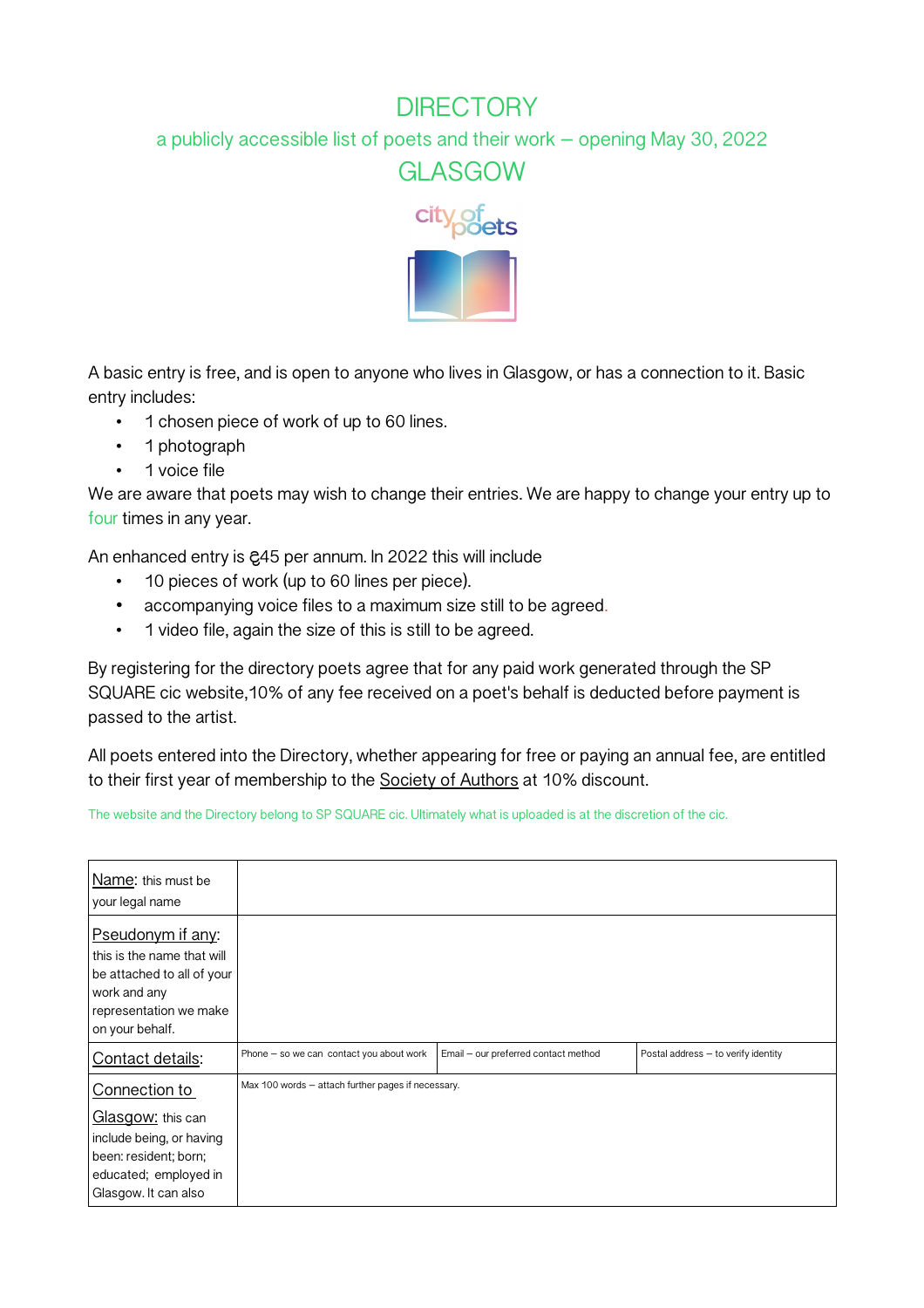# DIRECTORY

a publicly accessible list of poets and their work – opening May 30, 2022

## GLASGOW

city of poets

A basic entry is free, and is open to anyone who lives in Glasgow, or has a connection to it. Basic entry includes:

- 1 chosen piece of work of up to 60 lines.
- 1 photograph
- 1 voice file

We are aware that poets may wish to change their entries. We are happy to change your entry up to four times in any year.

An enhanced entry is £45 per annum. In 2022 this will include

- 10 pieces of work (up to 60 lines per piece).
- accompanying voice files to a maximum size still to be agreed.
- 1 video file, again the size of this is still to be agreed.

By registering for the directory poets agree that for any paid work generated through the SP SQUARE cic website,10% of any fee received on a poet's behalf is deducted before payment is passed to the artist.

All poets entered into the Directory, whether appearing for free or paying an annual fee, are entitled to their first year of membership to the Society of Authors at 10% discount.

The website and the Directory belong to SP SQUARE cic. Ultimately what is uploaded is at the discretion of the cic.

| | | | |
|---|---|---|---|
| Name: this must be your legal name | | | |
| Pseudonym if any: this is the name that will be attached to all of your work and any representation we make on your behalf. | | | |
| Contact details: | Phone – so we can contact you about work | Email – our preferred contact method | Postal address – to verify identity |
| Connection to Glasgow: this can include being, or having been: resident; born; educated; employed in Glasgow. It can also | Max 100 words – attach further pages if necessary. | | |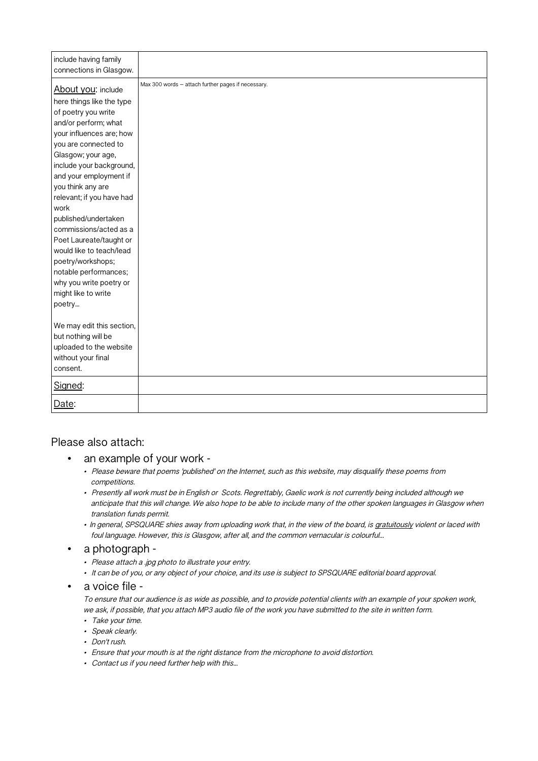| | |
|---|---|
| include having family connections in Glasgow. | |
| <u>About you</u>: include here things like the type of poetry you write and/or perform; what your influences are; how you are connected to Glasgow; your age, include your background, and your employment if you think any are relevant; if you have had work published/undertaken commissions/acted as a Poet Laureate/taught or would like to teach/lead poetry/workshops; notable performances; why you write poetry or might like to write poetry…<br><br>We may edit this section, but nothing will be uploaded to the website without your final consent. | Max 300 words – attach further pages if necessary. |
| <u>Signed</u>: | |
| <u>Date</u>: | |

Please also attach:

- an example of your work -
  - *Please beware that poems 'published' on the Internet, such as this website, may disqualify these poems from competitions.*
  - *Presently all work must be in English or Scots. Regrettably, Gaelic work is not currently being included although we anticipate that this will change. We also hope to be able to include many of the other spoken languages in Glasgow when translation funds permit.*
  - *In general, SPSQUARE shies away from uploading work that, in the view of the board, is <u>gratuitously</u> violent or laced with foul language. However, this is Glasgow, after all, and the common vernacular is colourful…*
- a photograph -
  - *Please attach a .jpg photo to illustrate your entry.*
  - *It can be of you, or any object of your choice, and its use is subject to SPSQUARE editorial board approval.*
- a voice file -

  *To ensure that our audience is as wide as possible, and to provide potential clients with an example of your spoken work, we ask, if possible, that you attach MP3 audio file of the work you have submitted to the site in written form.*
  - *Take your time.*
  - *Speak clearly.*
  - *Don't rush.*
  - *Ensure that your mouth is at the right distance from the microphone to avoid distortion.*
  - *Contact us if you need further help with this…*